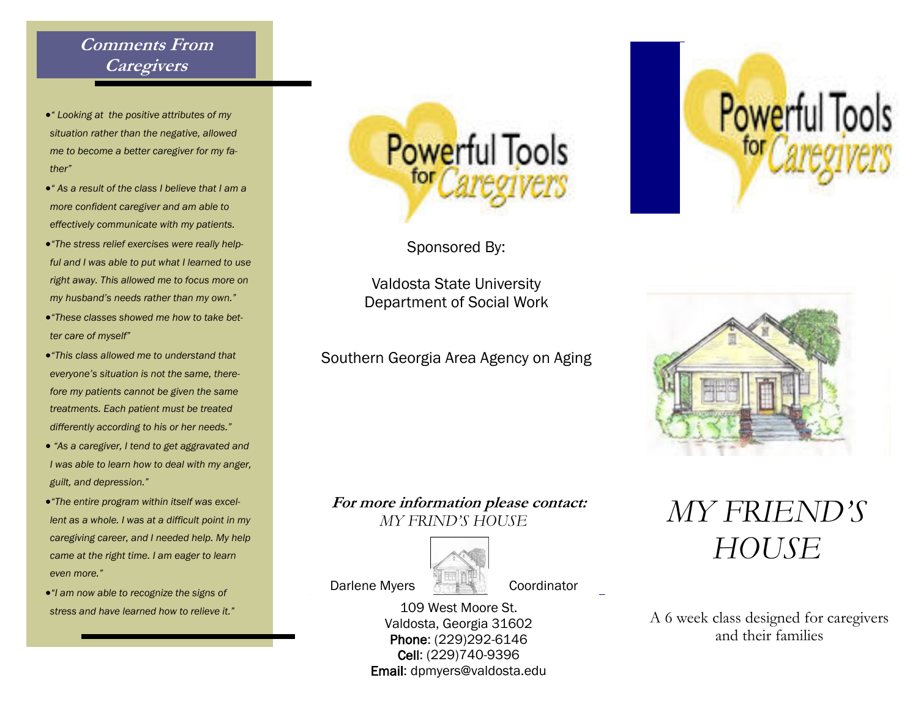## Comments From Caregivers

- *" Looking at the positive attributes of my situation rather than the negative, allowed me to become a better caregiver for my father"*
- *" As a result of the class I believe that I am a more confident caregiver and am able to effectively communicate with my patients.*
- *"The stress relief exercises were really helpful and I was able to put what I learned to use right away. This allowed me to focus more on my husband's needs rather than my own."*
- *"These classes showed me how to take better care of myself"*
- *"This class allowed me to understand that everyone's situation is not the same, therefore my patients cannot be given the same treatments. Each patient must be treated differently according to his or her needs."*
- *"As a caregiver, I tend to get aggravated and I was able to learn how to deal with my anger, guilt, and depression."*
- *"The entire program within itself was excellent as a whole. I was at a difficult point in my caregiving career, and I needed help. My help came at the right time. I am eager to learn even more."*
- *"I am now able to recognize the signs of stress and have learned how to relieve it."*

Powerful Tools for Caregivers

Sponsored By:

Valdosta State University
Department of Social Work

Southern Georgia Area Agency on Aging

***For more information please contact:***
*MY FRIND'S HOUSE*

Darlene Myers Coordinator

109 West Moore St.
Valdosta, Georgia 31602
**Phone**: (229)292-6146
**Cell**: (229)740-9396
**Email**: dpmyers@valdosta.edu

Powerful Tools for Caregivers

# *MY FRIEND'S HOUSE*

A 6 week class designed for caregivers and their families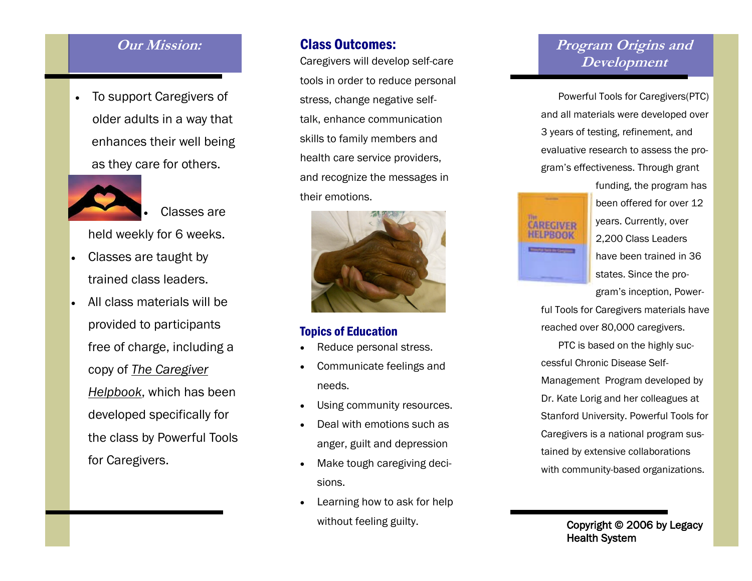## *Our Mission:*

- To support Caregivers of older adults in a way that enhances their well being as they care for others.
- Classes are held weekly for 6 weeks.
- Classes are taught by trained class leaders.
- All class materials will be provided to participants free of charge, including a copy of *The Caregiver Helpbook*, which has been developed specifically for the class by Powerful Tools for Caregivers.

## Class Outcomes:

Caregivers will develop self-care tools in order to reduce personal stress, change negative self-talk, enhance communication skills to family members and health care service providers, and recognize the messages in their emotions.

### Topics of Education

- Reduce personal stress.
- Communicate feelings and needs.
- Using community resources.
- Deal with emotions such as anger, guilt and depression
- Make tough caregiving decisions.
- Learning how to ask for help without feeling guilty.

## *Program Origins and Development*

Powerful Tools for Caregivers(PTC) and all materials were developed over 3 years of testing, refinement, and evaluative research to assess the program's effectiveness. Through grant funding, the program has been offered for over 12 years. Currently, over 2,200 Class Leaders have been trained in 36 states. Since the program's inception, Powerful Tools for Caregivers materials have reached over 80,000 caregivers.

PTC is based on the highly successful Chronic Disease Self-Management Program developed by Dr. Kate Lorig and her colleagues at Stanford University. Powerful Tools for Caregivers is a national program sustained by extensive collaborations with community-based organizations.

Copyright © 2006 by Legacy Health System